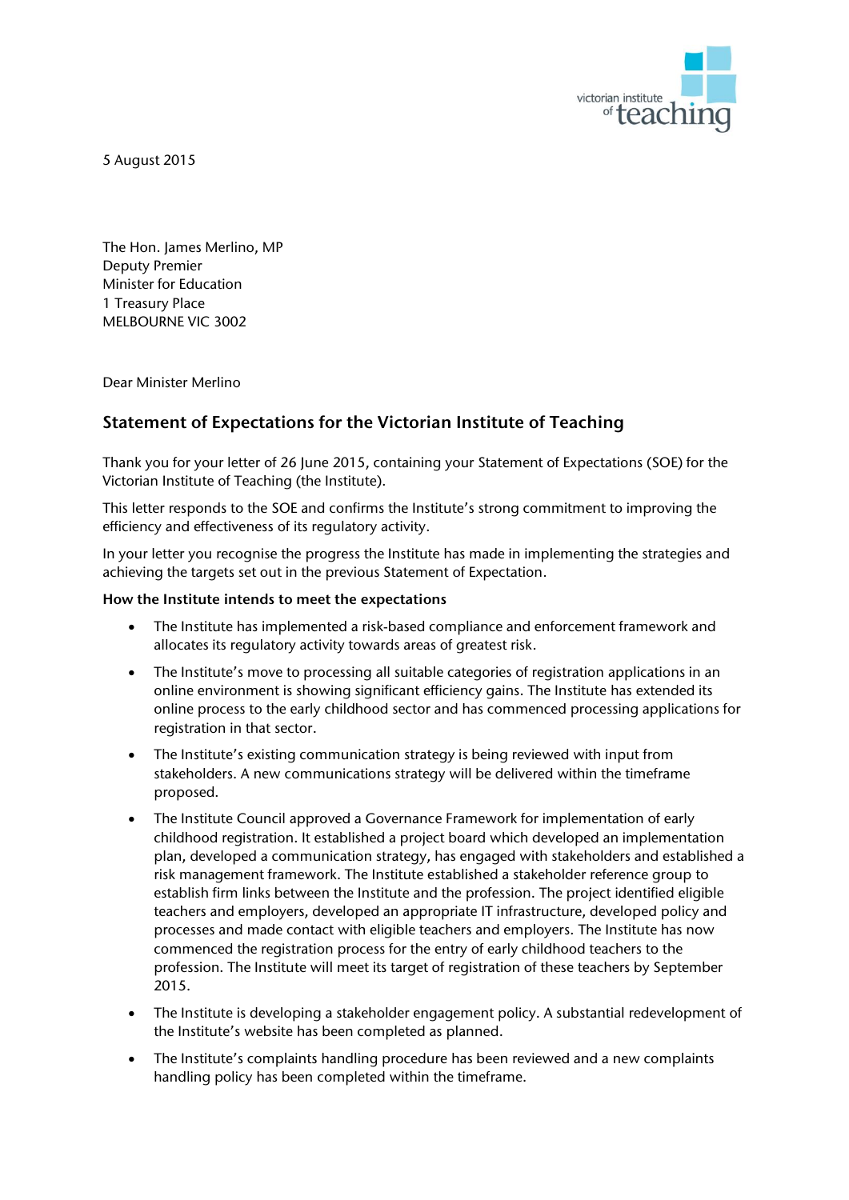victorian institute of teaching

5 August 2015

The Hon. James Merlino, MP  
Deputy Premier  
Minister for Education  
1 Treasury Place  
MELBOURNE VIC 3002

Dear Minister Merlino

## Statement of Expectations for the Victorian Institute of Teaching

Thank you for your letter of 26 June 2015, containing your Statement of Expectations (SOE) for the Victorian Institute of Teaching (the Institute).

This letter responds to the SOE and confirms the Institute's strong commitment to improving the efficiency and effectiveness of its regulatory activity.

In your letter you recognise the progress the Institute has made in implementing the strategies and achieving the targets set out in the previous Statement of Expectation.

**How the Institute intends to meet the expectations**

- The Institute has implemented a risk-based compliance and enforcement framework and allocates its regulatory activity towards areas of greatest risk.
- The Institute's move to processing all suitable categories of registration applications in an online environment is showing significant efficiency gains. The Institute has extended its online process to the early childhood sector and has commenced processing applications for registration in that sector.
- The Institute's existing communication strategy is being reviewed with input from stakeholders. A new communications strategy will be delivered within the timeframe proposed.
- The Institute Council approved a Governance Framework for implementation of early childhood registration. It established a project board which developed an implementation plan, developed a communication strategy, has engaged with stakeholders and established a risk management framework. The Institute established a stakeholder reference group to establish firm links between the Institute and the profession. The project identified eligible teachers and employers, developed an appropriate IT infrastructure, developed policy and processes and made contact with eligible teachers and employers. The Institute has now commenced the registration process for the entry of early childhood teachers to the profession. The Institute will meet its target of registration of these teachers by September 2015.
- The Institute is developing a stakeholder engagement policy. A substantial redevelopment of the Institute's website has been completed as planned.
- The Institute's complaints handling procedure has been reviewed and a new complaints handling policy has been completed within the timeframe.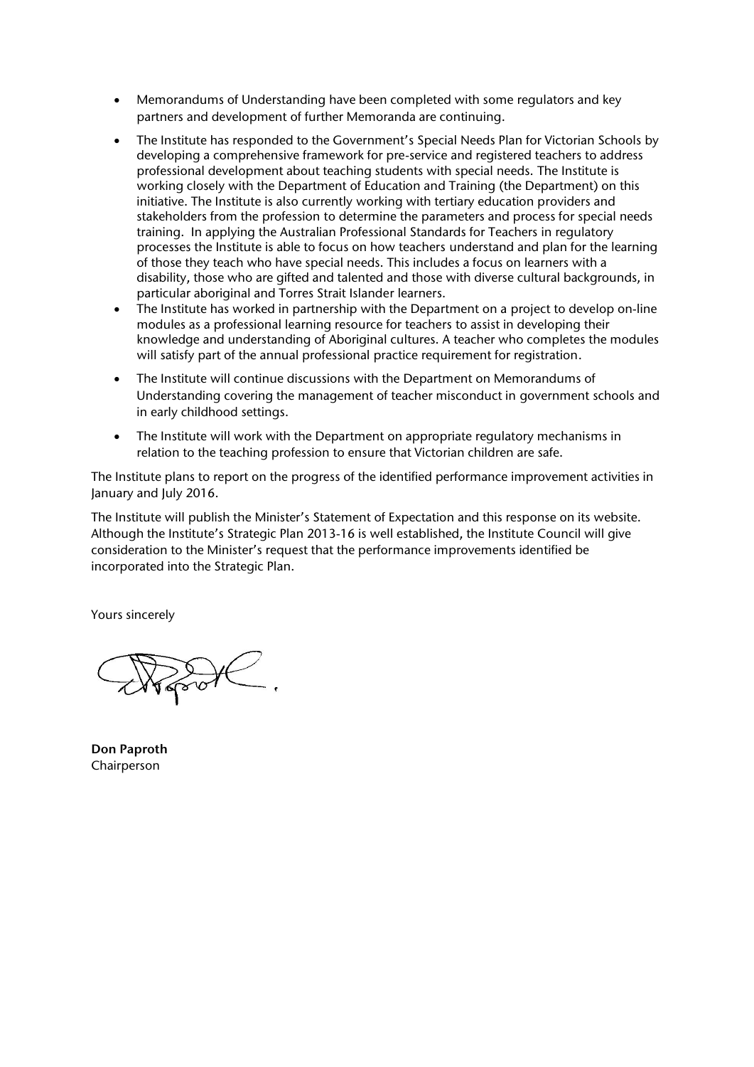- Memorandums of Understanding have been completed with some regulators and key partners and development of further Memoranda are continuing.
- The Institute has responded to the Government's Special Needs Plan for Victorian Schools by developing a comprehensive framework for pre-service and registered teachers to address professional development about teaching students with special needs. The Institute is working closely with the Department of Education and Training (the Department) on this initiative. The Institute is also currently working with tertiary education providers and stakeholders from the profession to determine the parameters and process for special needs training. In applying the Australian Professional Standards for Teachers in regulatory processes the Institute is able to focus on how teachers understand and plan for the learning of those they teach who have special needs. This includes a focus on learners with a disability, those who are gifted and talented and those with diverse cultural backgrounds, in particular aboriginal and Torres Strait Islander learners.
- The Institute has worked in partnership with the Department on a project to develop on-line modules as a professional learning resource for teachers to assist in developing their knowledge and understanding of Aboriginal cultures. A teacher who completes the modules will satisfy part of the annual professional practice requirement for registration.
- The Institute will continue discussions with the Department on Memorandums of Understanding covering the management of teacher misconduct in government schools and in early childhood settings.
- The Institute will work with the Department on appropriate regulatory mechanisms in relation to the teaching profession to ensure that Victorian children are safe.

The Institute plans to report on the progress of the identified performance improvement activities in January and July 2016.

The Institute will publish the Minister's Statement of Expectation and this response on its website. Although the Institute's Strategic Plan 2013-16 is well established, the Institute Council will give consideration to the Minister's request that the performance improvements identified be incorporated into the Strategic Plan.

Yours sincerely

**Don Paproth**
Chairperson